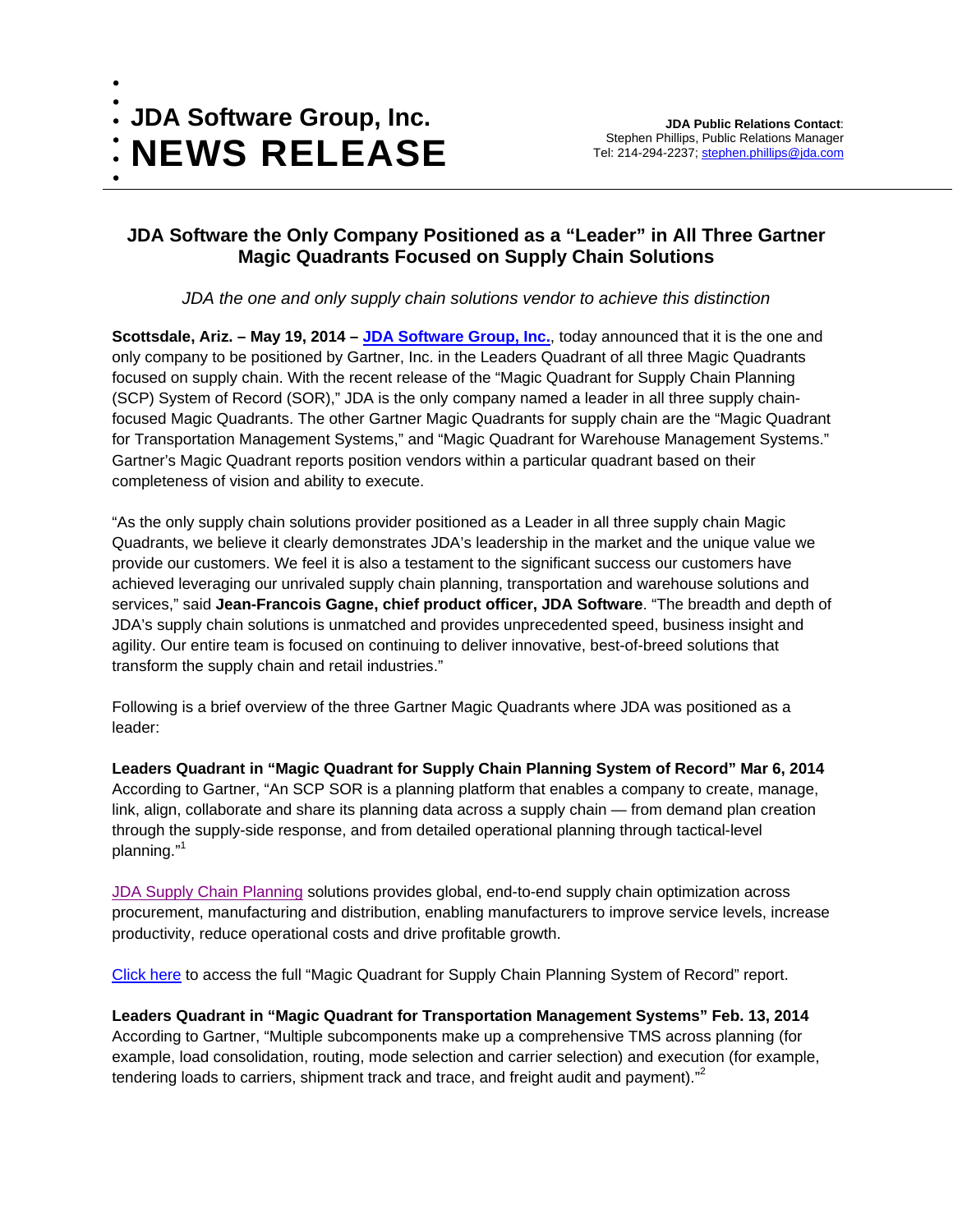# JDA Software Group, Inc.
# NEWS RELEASE

**JDA Public Relations Contact**:
Stephen Phillips, Public Relations Manager
Tel: 214-294-2237; stephen.phillips@jda.com

## JDA Software the Only Company Positioned as a "Leader" in All Three Gartner Magic Quadrants Focused on Supply Chain Solutions

*JDA the one and only supply chain solutions vendor to achieve this distinction*

**Scottsdale, Ariz. – May 19, 2014 – JDA Software Group, Inc.**, today announced that it is the one and only company to be positioned by Gartner, Inc. in the Leaders Quadrant of all three Magic Quadrants focused on supply chain. With the recent release of the "Magic Quadrant for Supply Chain Planning (SCP) System of Record (SOR)," JDA is the only company named a leader in all three supply chain-focused Magic Quadrants. The other Gartner Magic Quadrants for supply chain are the "Magic Quadrant for Transportation Management Systems," and "Magic Quadrant for Warehouse Management Systems." Gartner's Magic Quadrant reports position vendors within a particular quadrant based on their completeness of vision and ability to execute.

"As the only supply chain solutions provider positioned as a Leader in all three supply chain Magic Quadrants, we believe it clearly demonstrates JDA's leadership in the market and the unique value we provide our customers. We feel it is also a testament to the significant success our customers have achieved leveraging our unrivaled supply chain planning, transportation and warehouse solutions and services," said **Jean-Francois Gagne, chief product officer, JDA Software**. "The breadth and depth of JDA's supply chain solutions is unmatched and provides unprecedented speed, business insight and agility. Our entire team is focused on continuing to deliver innovative, best-of-breed solutions that transform the supply chain and retail industries."

Following is a brief overview of the three Gartner Magic Quadrants where JDA was positioned as a leader:

**Leaders Quadrant in "Magic Quadrant for Supply Chain Planning System of Record" Mar 6, 2014**
According to Gartner, "An SCP SOR is a planning platform that enables a company to create, manage, link, align, collaborate and share its planning data across a supply chain — from demand plan creation through the supply-side response, and from detailed operational planning through tactical-level planning."[1]

JDA Supply Chain Planning solutions provides global, end-to-end supply chain optimization across procurement, manufacturing and distribution, enabling manufacturers to improve service levels, increase productivity, reduce operational costs and drive profitable growth.

Click here to access the full "Magic Quadrant for Supply Chain Planning System of Record" report.

**Leaders Quadrant in "Magic Quadrant for Transportation Management Systems" Feb. 13, 2014**
According to Gartner, "Multiple subcomponents make up a comprehensive TMS across planning (for example, load consolidation, routing, mode selection and carrier selection) and execution (for example, tendering loads to carriers, shipment track and trace, and freight audit and payment)."[2]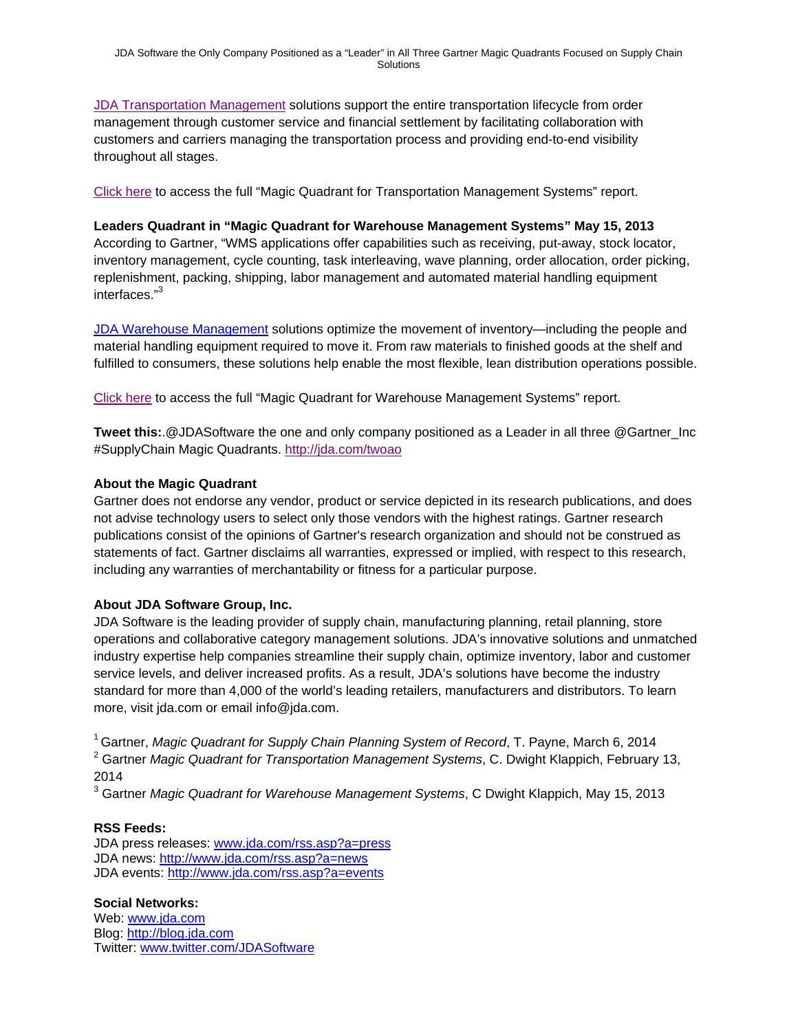JDA Transportation Management solutions support the entire transportation lifecycle from order management through customer service and financial settlement by facilitating collaboration with customers and carriers managing the transportation process and providing end-to-end visibility throughout all stages.

Click here to access the full "Magic Quadrant for Transportation Management Systems" report.

**Leaders Quadrant in "Magic Quadrant for Warehouse Management Systems" May 15, 2013**
According to Gartner, "WMS applications offer capabilities such as receiving, put-away, stock locator, inventory management, cycle counting, task interleaving, wave planning, order allocation, order picking, replenishment, packing, shipping, labor management and automated material handling equipment interfaces."[3]

JDA Warehouse Management solutions optimize the movement of inventory—including the people and material handling equipment required to move it. From raw materials to finished goods at the shelf and fulfilled to consumers, these solutions help enable the most flexible, lean distribution operations possible.

Click here to access the full "Magic Quadrant for Warehouse Management Systems" report.

**Tweet this:**.@JDASoftware the one and only company positioned as a Leader in all three @Gartner_Inc #SupplyChain Magic Quadrants. http://jda.com/twoao

**About the Magic Quadrant**
Gartner does not endorse any vendor, product or service depicted in its research publications, and does not advise technology users to select only those vendors with the highest ratings. Gartner research publications consist of the opinions of Gartner's research organization and should not be construed as statements of fact. Gartner disclaims all warranties, expressed or implied, with respect to this research, including any warranties of merchantability or fitness for a particular purpose.

**About JDA Software Group, Inc.**
JDA Software is the leading provider of supply chain, manufacturing planning, retail planning, store operations and collaborative category management solutions. JDA's innovative solutions and unmatched industry expertise help companies streamline their supply chain, optimize inventory, labor and customer service levels, and deliver increased profits. As a result, JDA's solutions have become the industry standard for more than 4,000 of the world's leading retailers, manufacturers and distributors. To learn more, visit jda.com or email info@jda.com.

[1] Gartner, *Magic Quadrant for Supply Chain Planning System of Record*, T. Payne, March 6, 2014
[2] Gartner *Magic Quadrant for Transportation Management Systems*, C. Dwight Klappich, February 13, 2014
[3] Gartner *Magic Quadrant for Warehouse Management Systems*, C Dwight Klappich, May 15, 2013

**RSS Feeds:**
JDA press releases: www.jda.com/rss.asp?a=press
JDA news: http://www.jda.com/rss.asp?a=news
JDA events: http://www.jda.com/rss.asp?a=events

**Social Networks:**
Web: www.jda.com
Blog: http://blog.jda.com
Twitter: www.twitter.com/JDASoftware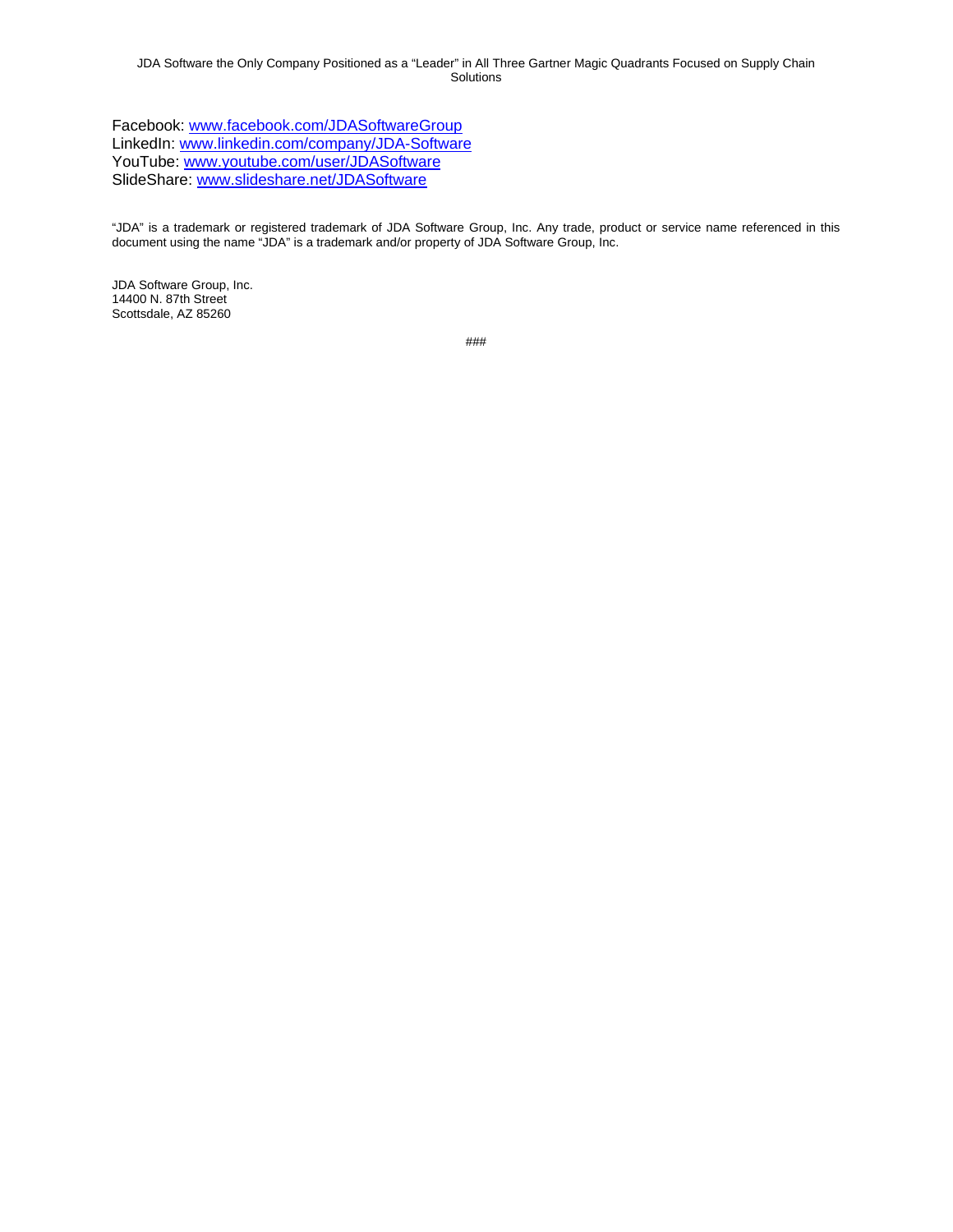Facebook: www.facebook.com/JDASoftwareGroup
LinkedIn: www.linkedin.com/company/JDA-Software
YouTube: www.youtube.com/user/JDASoftware
SlideShare: www.slideshare.net/JDASoftware

"JDA" is a trademark or registered trademark of JDA Software Group, Inc. Any trade, product or service name referenced in this document using the name "JDA" is a trademark and/or property of JDA Software Group, Inc.

JDA Software Group, Inc.
14400 N. 87th Street
Scottsdale, AZ 85260

###